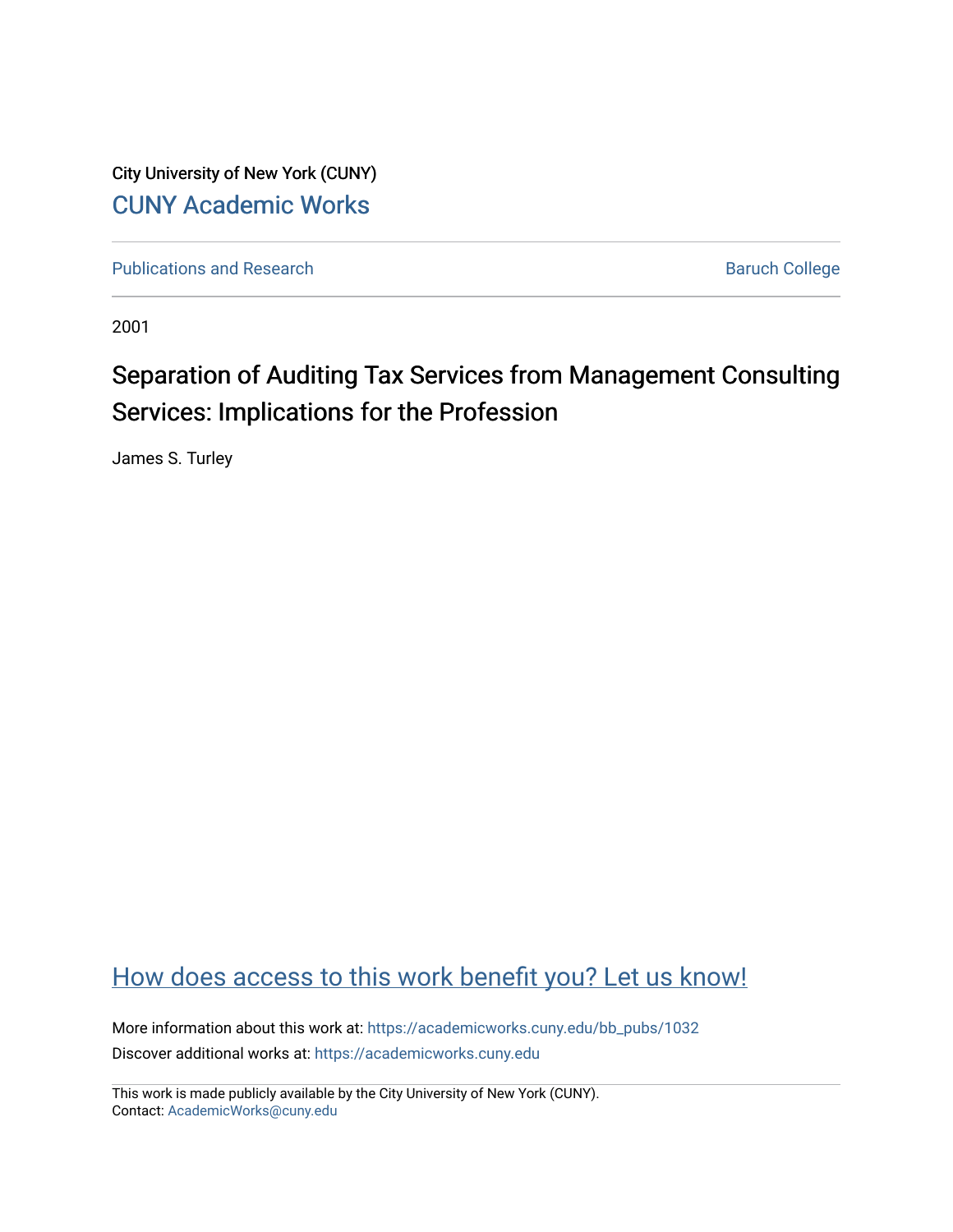City University of New York (CUNY)

CUNY Academic Works

Publications and Research

Baruch College

2001

# Separation of Auditing Tax Services from Management Consulting Services: Implications for the Profession

James S. Turley

How does access to this work benefit you? Let us know!

More information about this work at: https://academicworks.cuny.edu/bb_pubs/1032

Discover additional works at: https://academicworks.cuny.edu

This work is made publicly available by the City University of New York (CUNY).
Contact: AcademicWorks@cuny.edu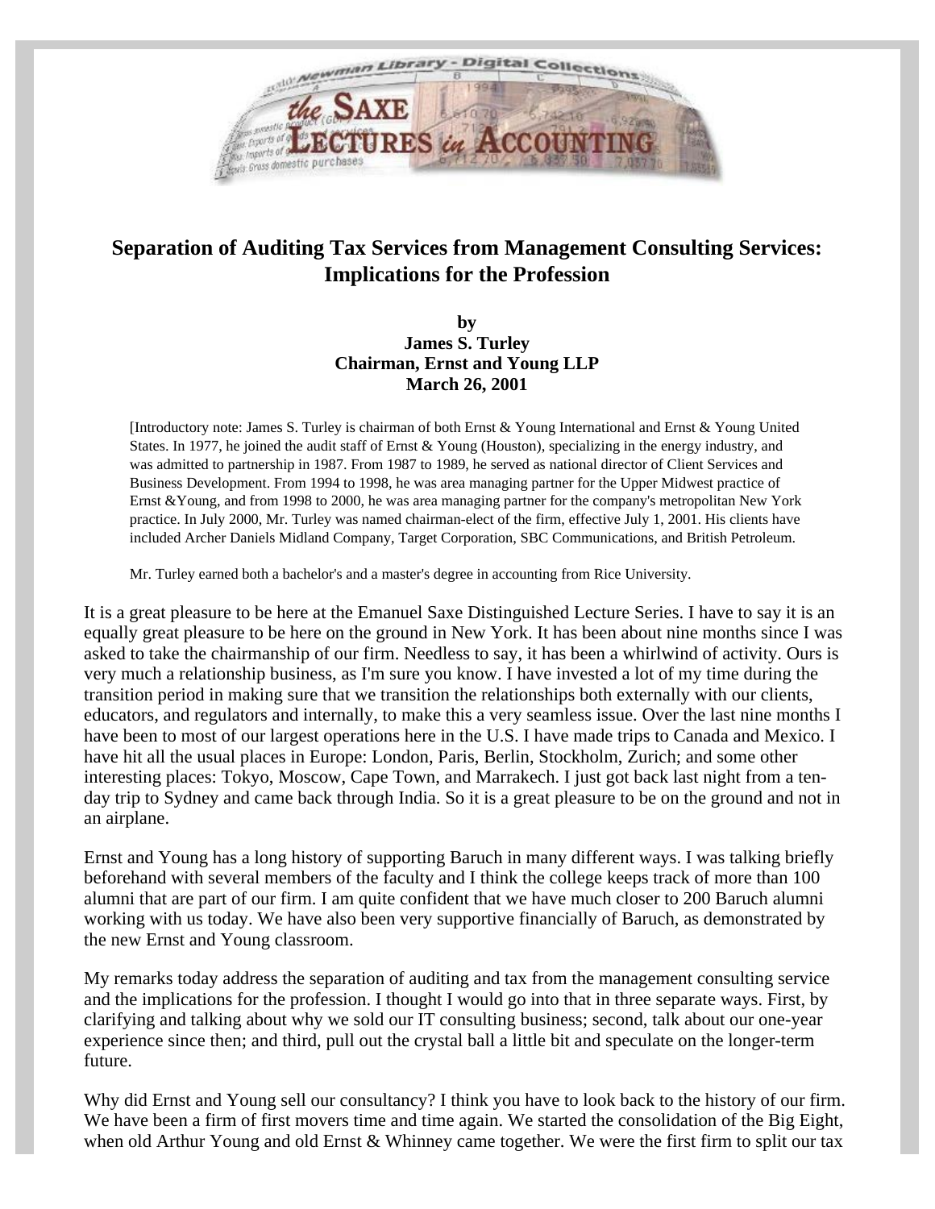## Separation of Auditing Tax Services from Management Consulting Services: Implications for the Profession

**by**
**James S. Turley**
**Chairman, Ernst and Young LLP**
**March 26, 2001**

[Introductory note: James S. Turley is chairman of both Ernst & Young International and Ernst & Young United States. In 1977, he joined the audit staff of Ernst & Young (Houston), specializing in the energy industry, and was admitted to partnership in 1987. From 1987 to 1989, he served as national director of Client Services and Business Development. From 1994 to 1998, he was area managing partner for the Upper Midwest practice of Ernst &Young, and from 1998 to 2000, he was area managing partner for the company's metropolitan New York practice. In July 2000, Mr. Turley was named chairman-elect of the firm, effective July 1, 2001. His clients have included Archer Daniels Midland Company, Target Corporation, SBC Communications, and British Petroleum.

Mr. Turley earned both a bachelor's and a master's degree in accounting from Rice University.

It is a great pleasure to be here at the Emanuel Saxe Distinguished Lecture Series. I have to say it is an equally great pleasure to be here on the ground in New York. It has been about nine months since I was asked to take the chairmanship of our firm. Needless to say, it has been a whirlwind of activity. Ours is very much a relationship business, as I'm sure you know. I have invested a lot of my time during the transition period in making sure that we transition the relationships both externally with our clients, educators, and regulators and internally, to make this a very seamless issue. Over the last nine months I have been to most of our largest operations here in the U.S. I have made trips to Canada and Mexico. I have hit all the usual places in Europe: London, Paris, Berlin, Stockholm, Zurich; and some other interesting places: Tokyo, Moscow, Cape Town, and Marrakech. I just got back last night from a ten-day trip to Sydney and came back through India. So it is a great pleasure to be on the ground and not in an airplane.

Ernst and Young has a long history of supporting Baruch in many different ways. I was talking briefly beforehand with several members of the faculty and I think the college keeps track of more than 100 alumni that are part of our firm. I am quite confident that we have much closer to 200 Baruch alumni working with us today. We have also been very supportive financially of Baruch, as demonstrated by the new Ernst and Young classroom.

My remarks today address the separation of auditing and tax from the management consulting service and the implications for the profession. I thought I would go into that in three separate ways. First, by clarifying and talking about why we sold our IT consulting business; second, talk about our one-year experience since then; and third, pull out the crystal ball a little bit and speculate on the longer-term future.

Why did Ernst and Young sell our consultancy? I think you have to look back to the history of our firm. We have been a firm of first movers time and time again. We started the consolidation of the Big Eight, when old Arthur Young and old Ernst & Whinney came together. We were the first firm to split our tax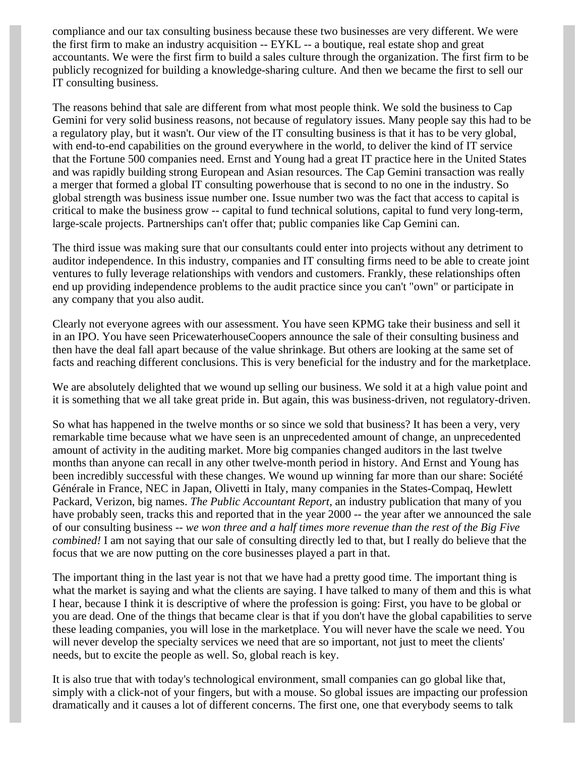compliance and our tax consulting business because these two businesses are very different. We were the first firm to make an industry acquisition -- EYKL -- a boutique, real estate shop and great accountants. We were the first firm to build a sales culture through the organization. The first firm to be publicly recognized for building a knowledge-sharing culture. And then we became the first to sell our IT consulting business.

The reasons behind that sale are different from what most people think. We sold the business to Cap Gemini for very solid business reasons, not because of regulatory issues. Many people say this had to be a regulatory play, but it wasn't. Our view of the IT consulting business is that it has to be very global, with end-to-end capabilities on the ground everywhere in the world, to deliver the kind of IT service that the Fortune 500 companies need. Ernst and Young had a great IT practice here in the United States and was rapidly building strong European and Asian resources. The Cap Gemini transaction was really a merger that formed a global IT consulting powerhouse that is second to no one in the industry. So global strength was business issue number one. Issue number two was the fact that access to capital is critical to make the business grow -- capital to fund technical solutions, capital to fund very long-term, large-scale projects. Partnerships can't offer that; public companies like Cap Gemini can.

The third issue was making sure that our consultants could enter into projects without any detriment to auditor independence. In this industry, companies and IT consulting firms need to be able to create joint ventures to fully leverage relationships with vendors and customers. Frankly, these relationships often end up providing independence problems to the audit practice since you can't "own" or participate in any company that you also audit.

Clearly not everyone agrees with our assessment. You have seen KPMG take their business and sell it in an IPO. You have seen PricewaterhouseCoopers announce the sale of their consulting business and then have the deal fall apart because of the value shrinkage. But others are looking at the same set of facts and reaching different conclusions. This is very beneficial for the industry and for the marketplace.

We are absolutely delighted that we wound up selling our business. We sold it at a high value point and it is something that we all take great pride in. But again, this was business-driven, not regulatory-driven.

So what has happened in the twelve months or so since we sold that business? It has been a very, very remarkable time because what we have seen is an unprecedented amount of change, an unprecedented amount of activity in the auditing market. More big companies changed auditors in the last twelve months than anyone can recall in any other twelve-month period in history. And Ernst and Young has been incredibly successful with these changes. We wound up winning far more than our share: Société Générale in France, NEC in Japan, Olivetti in Italy, many companies in the States-Compaq, Hewlett Packard, Verizon, big names. *The Public Accountant Report*, an industry publication that many of you have probably seen, tracks this and reported that in the year 2000 -- the year after we announced the sale of our consulting business -- *we won three and a half times more revenue than the rest of the Big Five combined!* I am not saying that our sale of consulting directly led to that, but I really do believe that the focus that we are now putting on the core businesses played a part in that.

The important thing in the last year is not that we have had a pretty good time. The important thing is what the market is saying and what the clients are saying. I have talked to many of them and this is what I hear, because I think it is descriptive of where the profession is going: First, you have to be global or you are dead. One of the things that became clear is that if you don't have the global capabilities to serve these leading companies, you will lose in the marketplace. You will never have the scale we need. You will never develop the specialty services we need that are so important, not just to meet the clients' needs, but to excite the people as well. So, global reach is key.

It is also true that with today's technological environment, small companies can go global like that, simply with a click-not of your fingers, but with a mouse. So global issues are impacting our profession dramatically and it causes a lot of different concerns. The first one, one that everybody seems to talk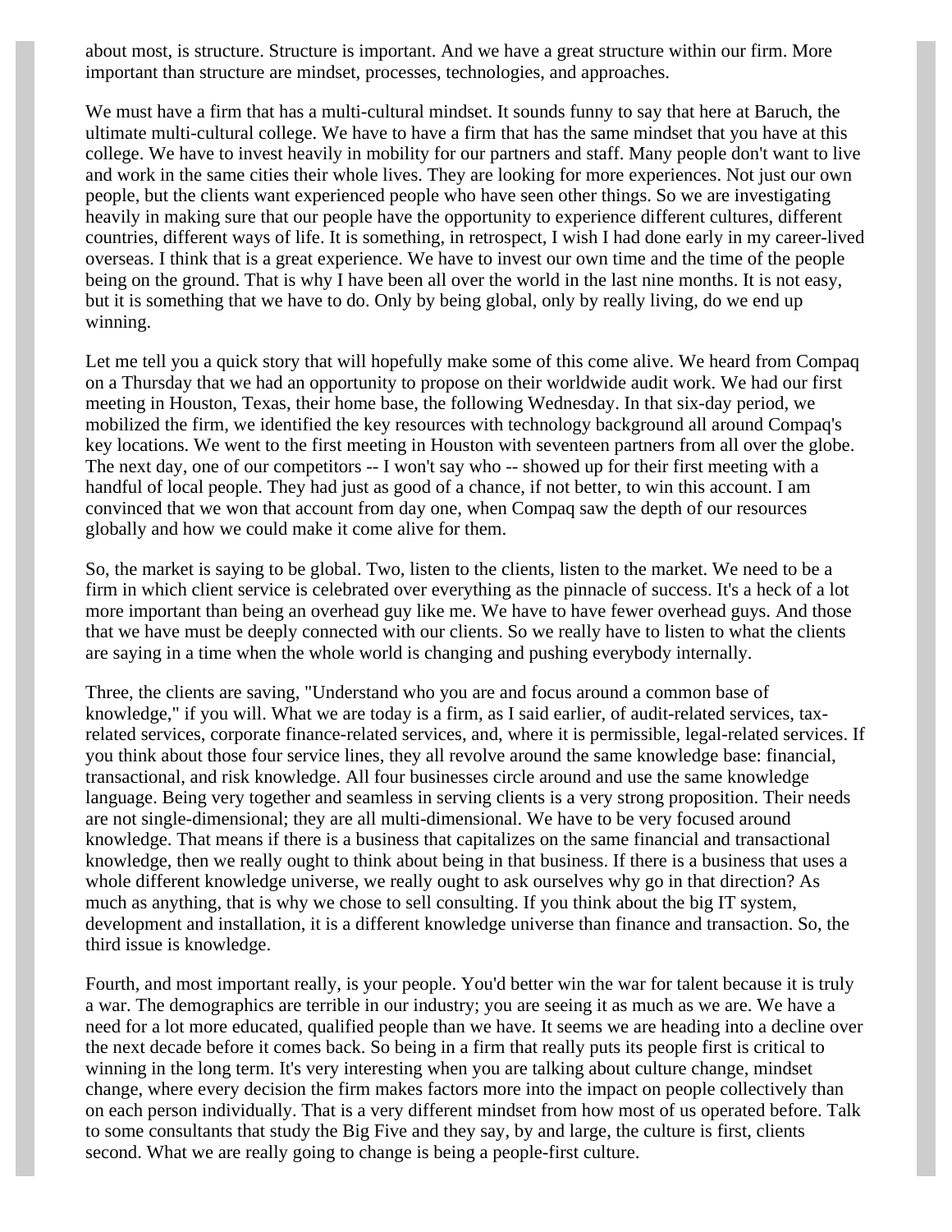about most, is structure. Structure is important. And we have a great structure within our firm. More important than structure are mindset, processes, technologies, and approaches.

We must have a firm that has a multi-cultural mindset. It sounds funny to say that here at Baruch, the ultimate multi-cultural college. We have to have a firm that has the same mindset that you have at this college. We have to invest heavily in mobility for our partners and staff. Many people don't want to live and work in the same cities their whole lives. They are looking for more experiences. Not just our own people, but the clients want experienced people who have seen other things. So we are investigating heavily in making sure that our people have the opportunity to experience different cultures, different countries, different ways of life. It is something, in retrospect, I wish I had done early in my career-lived overseas. I think that is a great experience. We have to invest our own time and the time of the people being on the ground. That is why I have been all over the world in the last nine months. It is not easy, but it is something that we have to do. Only by being global, only by really living, do we end up winning.

Let me tell you a quick story that will hopefully make some of this come alive. We heard from Compaq on a Thursday that we had an opportunity to propose on their worldwide audit work. We had our first meeting in Houston, Texas, their home base, the following Wednesday. In that six-day period, we mobilized the firm, we identified the key resources with technology background all around Compaq's key locations. We went to the first meeting in Houston with seventeen partners from all over the globe. The next day, one of our competitors -- I won't say who -- showed up for their first meeting with a handful of local people. They had just as good of a chance, if not better, to win this account. I am convinced that we won that account from day one, when Compaq saw the depth of our resources globally and how we could make it come alive for them.

So, the market is saying to be global. Two, listen to the clients, listen to the market. We need to be a firm in which client service is celebrated over everything as the pinnacle of success. It's a heck of a lot more important than being an overhead guy like me. We have to have fewer overhead guys. And those that we have must be deeply connected with our clients. So we really have to listen to what the clients are saying in a time when the whole world is changing and pushing everybody internally.

Three, the clients are saving, "Understand who you are and focus around a common base of knowledge," if you will. What we are today is a firm, as I said earlier, of audit-related services, tax-related services, corporate finance-related services, and, where it is permissible, legal-related services. If you think about those four service lines, they all revolve around the same knowledge base: financial, transactional, and risk knowledge. All four businesses circle around and use the same knowledge language. Being very together and seamless in serving clients is a very strong proposition. Their needs are not single-dimensional; they are all multi-dimensional. We have to be very focused around knowledge. That means if there is a business that capitalizes on the same financial and transactional knowledge, then we really ought to think about being in that business. If there is a business that uses a whole different knowledge universe, we really ought to ask ourselves why go in that direction? As much as anything, that is why we chose to sell consulting. If you think about the big IT system, development and installation, it is a different knowledge universe than finance and transaction. So, the third issue is knowledge.

Fourth, and most important really, is your people. You'd better win the war for talent because it is truly a war. The demographics are terrible in our industry; you are seeing it as much as we are. We have a need for a lot more educated, qualified people than we have. It seems we are heading into a decline over the next decade before it comes back. So being in a firm that really puts its people first is critical to winning in the long term. It's very interesting when you are talking about culture change, mindset change, where every decision the firm makes factors more into the impact on people collectively than on each person individually. That is a very different mindset from how most of us operated before. Talk to some consultants that study the Big Five and they say, by and large, the culture is first, clients second. What we are really going to change is being a people-first culture.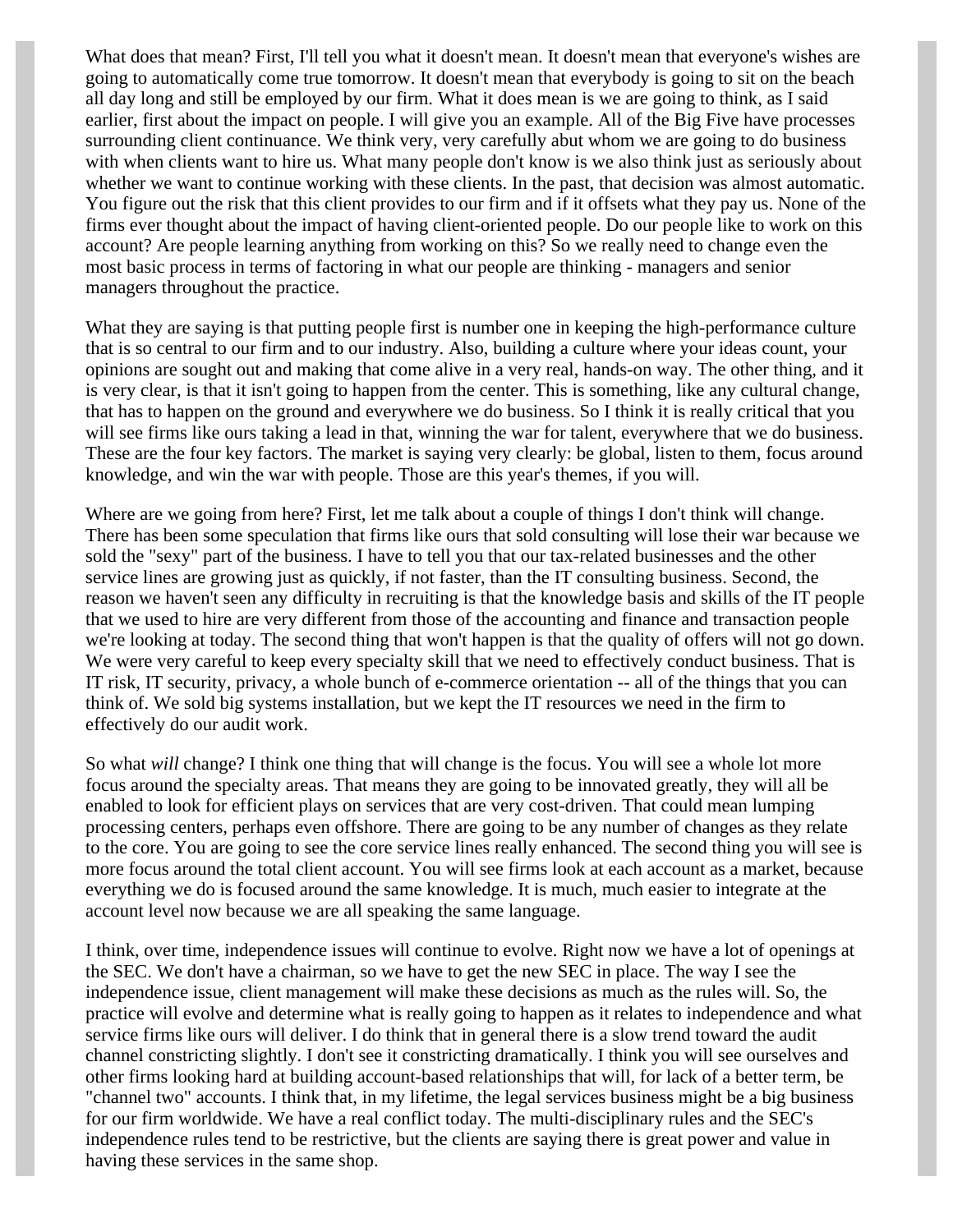What does that mean? First, I'll tell you what it doesn't mean. It doesn't mean that everyone's wishes are going to automatically come true tomorrow. It doesn't mean that everybody is going to sit on the beach all day long and still be employed by our firm. What it does mean is we are going to think, as I said earlier, first about the impact on people. I will give you an example. All of the Big Five have processes surrounding client continuance. We think very, very carefully abut whom we are going to do business with when clients want to hire us. What many people don't know is we also think just as seriously about whether we want to continue working with these clients. In the past, that decision was almost automatic. You figure out the risk that this client provides to our firm and if it offsets what they pay us. None of the firms ever thought about the impact of having client-oriented people. Do our people like to work on this account? Are people learning anything from working on this? So we really need to change even the most basic process in terms of factoring in what our people are thinking - managers and senior managers throughout the practice.

What they are saying is that putting people first is number one in keeping the high-performance culture that is so central to our firm and to our industry. Also, building a culture where your ideas count, your opinions are sought out and making that come alive in a very real, hands-on way. The other thing, and it is very clear, is that it isn't going to happen from the center. This is something, like any cultural change, that has to happen on the ground and everywhere we do business. So I think it is really critical that you will see firms like ours taking a lead in that, winning the war for talent, everywhere that we do business. These are the four key factors. The market is saying very clearly: be global, listen to them, focus around knowledge, and win the war with people. Those are this year's themes, if you will.

Where are we going from here? First, let me talk about a couple of things I don't think will change. There has been some speculation that firms like ours that sold consulting will lose their war because we sold the "sexy" part of the business. I have to tell you that our tax-related businesses and the other service lines are growing just as quickly, if not faster, than the IT consulting business. Second, the reason we haven't seen any difficulty in recruiting is that the knowledge basis and skills of the IT people that we used to hire are very different from those of the accounting and finance and transaction people we're looking at today. The second thing that won't happen is that the quality of offers will not go down. We were very careful to keep every specialty skill that we need to effectively conduct business. That is IT risk, IT security, privacy, a whole bunch of e-commerce orientation -- all of the things that you can think of. We sold big systems installation, but we kept the IT resources we need in the firm to effectively do our audit work.

So what *will* change? I think one thing that will change is the focus. You will see a whole lot more focus around the specialty areas. That means they are going to be innovated greatly, they will all be enabled to look for efficient plays on services that are very cost-driven. That could mean lumping processing centers, perhaps even offshore. There are going to be any number of changes as they relate to the core. You are going to see the core service lines really enhanced. The second thing you will see is more focus around the total client account. You will see firms look at each account as a market, because everything we do is focused around the same knowledge. It is much, much easier to integrate at the account level now because we are all speaking the same language.

I think, over time, independence issues will continue to evolve. Right now we have a lot of openings at the SEC. We don't have a chairman, so we have to get the new SEC in place. The way I see the independence issue, client management will make these decisions as much as the rules will. So, the practice will evolve and determine what is really going to happen as it relates to independence and what service firms like ours will deliver. I do think that in general there is a slow trend toward the audit channel constricting slightly. I don't see it constricting dramatically. I think you will see ourselves and other firms looking hard at building account-based relationships that will, for lack of a better term, be "channel two" accounts. I think that, in my lifetime, the legal services business might be a big business for our firm worldwide. We have a real conflict today. The multi-disciplinary rules and the SEC's independence rules tend to be restrictive, but the clients are saying there is great power and value in having these services in the same shop.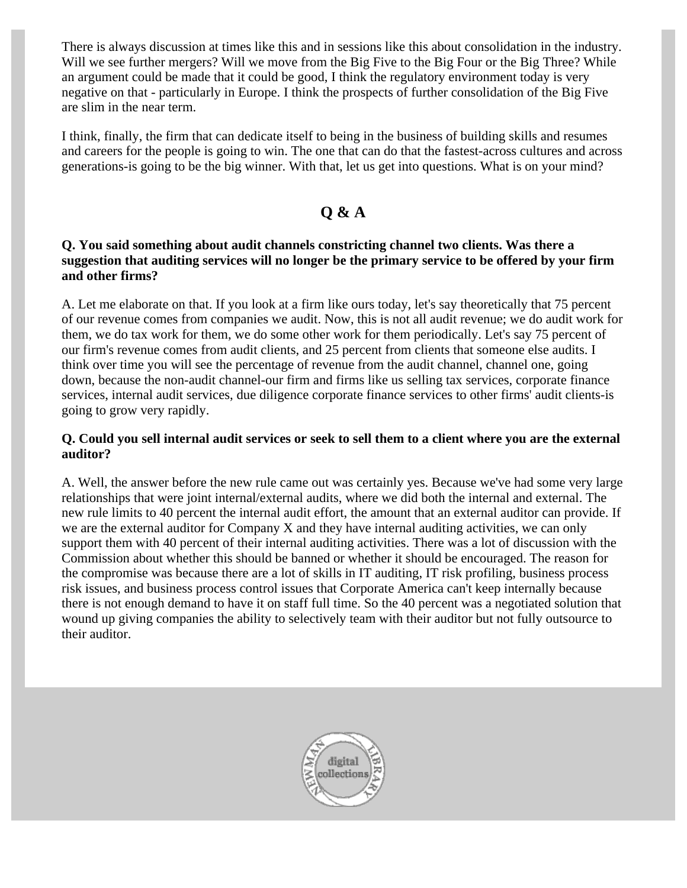There is always discussion at times like this and in sessions like this about consolidation in the industry. Will we see further mergers? Will we move from the Big Five to the Big Four or the Big Three? While an argument could be made that it could be good, I think the regulatory environment today is very negative on that - particularly in Europe. I think the prospects of further consolidation of the Big Five are slim in the near term.

I think, finally, the firm that can dedicate itself to being in the business of building skills and resumes and careers for the people is going to win. The one that can do that the fastest-across cultures and across generations-is going to be the big winner. With that, let us get into questions. What is on your mind?

## Q & A

**Q. You said something about audit channels constricting channel two clients. Was there a suggestion that auditing services will no longer be the primary service to be offered by your firm and other firms?**

A. Let me elaborate on that. If you look at a firm like ours today, let's say theoretically that 75 percent of our revenue comes from companies we audit. Now, this is not all audit revenue; we do audit work for them, we do tax work for them, we do some other work for them periodically. Let's say 75 percent of our firm's revenue comes from audit clients, and 25 percent from clients that someone else audits. I think over time you will see the percentage of revenue from the audit channel, channel one, going down, because the non-audit channel-our firm and firms like us selling tax services, corporate finance services, internal audit services, due diligence corporate finance services to other firms' audit clients-is going to grow very rapidly.

**Q. Could you sell internal audit services or seek to sell them to a client where you are the external auditor?**

A. Well, the answer before the new rule came out was certainly yes. Because we've had some very large relationships that were joint internal/external audits, where we did both the internal and external. The new rule limits to 40 percent the internal audit effort, the amount that an external auditor can provide. If we are the external auditor for Company X and they have internal auditing activities, we can only support them with 40 percent of their internal auditing activities. There was a lot of discussion with the Commission about whether this should be banned or whether it should be encouraged. The reason for the compromise was because there are a lot of skills in IT auditing, IT risk profiling, business process risk issues, and business process control issues that Corporate America can't keep internally because there is not enough demand to have it on staff full time. So the 40 percent was a negotiated solution that wound up giving companies the ability to selectively team with their auditor but not fully outsource to their auditor.